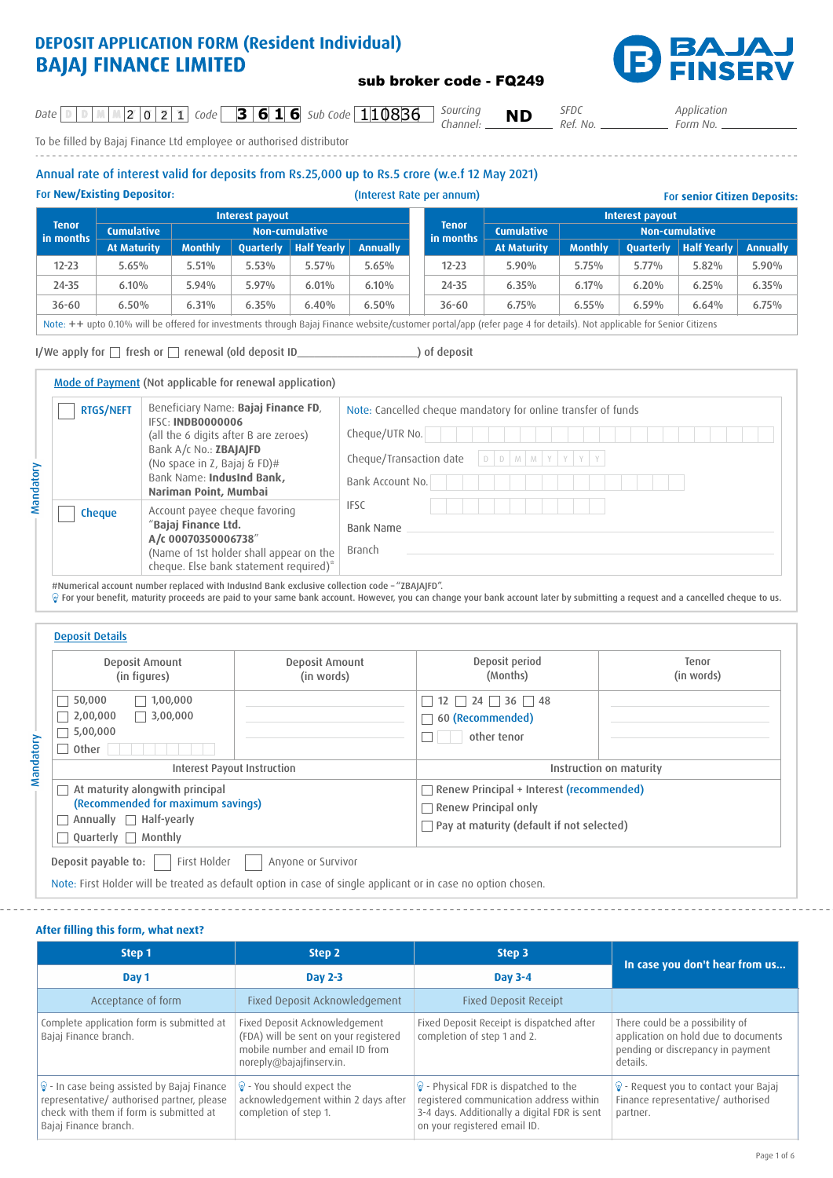# DEPOSIT APPLICATION FORM (Resident Individual)
# BAJAJ FINANCE LIMITED

BAJAJ FINSERV

**sub broker code - FQ249**

Date D D M M 2 0 2 1 Code **3 6 1 6** Sub Code 110836 Sourcing Channel: **ND** SFDC Ref. No. ______ Application Form No. ______

To be filled by Bajaj Finance Ltd employee or authorised distributor

## Annual rate of interest valid for deposits from Rs.25,000 up to Rs.5 crore (w.e.f 12 May 2021)

**For New/Existing Depositor:** (Interest Rate per annum) **For senior Citizen Deposits:**

| Tenor in months | Interest payout | | | | |
|---|---|---|---|---|---|
| | Cumulative | Non-cumulative | | | |
| | At Maturity | Monthly | Quarterly | Half Yearly | Annually |
| 12-23 | 5.65% | 5.51% | 5.53% | 5.57% | 5.65% |
| 24-35 | 6.10% | 5.94% | 5.97% | 6.01% | 6.10% |
| 36-60 | 6.50% | 6.31% | 6.35% | 6.40% | 6.50% |

| Tenor in months | Interest payout | | | | |
|---|---|---|---|---|---|
| | Cumulative | Non-cumulative | | | |
| | At Maturity | Monthly | Quarterly | Half Yearly | Annually |
| 12-23 | 5.90% | 5.75% | 5.77% | 5.82% | 5.90% |
| 24-35 | 6.35% | 6.17% | 6.20% | 6.25% | 6.35% |
| 36-60 | 6.75% | 6.55% | 6.59% | 6.64% | 6.75% |

Note: ++ upto 0.10% will be offered for investments through Bajaj Finance website/customer portal/app (refer page 4 for details). Not applicable for Senior Citizens

I/We apply for ☐ fresh or ☐ renewal (old deposit ID________________) of deposit

### Mode of Payment (Not applicable for renewal application)

*Mandatory*

| | | |
|---|---|---|
| ☐ RTGS/NEFT | Beneficiary Name: **Bajaj Finance FD**, IFSC: **INDB0000006** (all the 6 digits after B are zeroes) Bank A/c No.: **ZBAJAJFD** (No space in Z, Bajaj & FD)# Bank Name: **IndusInd Bank, Nariman Point, Mumbai** | Note: Cancelled cheque mandatory for online transfer of funds<br>Cheque/UTR No. ______<br>Cheque/Transaction date D D M M Y Y Y Y<br>Bank Account No. ______<br>IFSC ______<br>Bank Name ______<br>Branch ______ |
| ☐ Cheque | Account payee cheque favoring "**Bajaj Finance Ltd. A/c 00070350006738**" (Name of 1st holder shall appear on the cheque. Else bank statement required)* | |

#Numerical account number replaced with IndusInd Bank exclusive collection code - "ZBAJAJFD".

For your benefit, maturity proceeds are paid to your same bank account. However, you can change your bank account later by submitting a request and a cancelled cheque to us.

### Deposit Details

*Mandatory*

| Deposit Amount (in figures) | Deposit Amount (in words) | Deposit period (Months) | Tenor (in words) |
|---|---|---|---|
| ☐ 50,000 ☐ 1,00,000<br>☐ 2,00,000 ☐ 3,00,000<br>☐ 5,00,000<br>☐ Other ______ | ______ | ☐ 12 ☐ 24 ☐ 36 ☐ 48<br>☐ 60 (Recommended)<br>☐ ____ other tenor | ______ |
| **Interest Payout Instruction** | | **Instruction on maturity** | |
| ☐ At maturity alongwith principal (Recommended for maximum savings)<br>☐ Annually ☐ Half-yearly<br>☐ Quarterly ☐ Monthly | | ☐ Renew Principal + Interest (recommended)<br>☐ Renew Principal only<br>☐ Pay at maturity (default if not selected) | |

**Deposit payable to:** ☐ First Holder ☐ Anyone or Survivor

Note: First Holder will be treated as default option in case of single applicant or in case no option chosen.

### After filling this form, what next?

| Step 1 | Step 2 | Step 3 | In case you don't hear from us... |
|---|---|---|---|
| **Day 1** | **Day 2-3** | **Day 3-4** | |
| Acceptance of form | Fixed Deposit Acknowledgement | Fixed Deposit Receipt | |
| Complete application form is submitted at Bajaj Finance branch. | Fixed Deposit Acknowledgement (FDA) will be sent on your registered mobile number and email ID from noreply@bajajfinserv.in. | Fixed Deposit Receipt is dispatched after completion of step 1 and 2. | There could be a possibility of application on hold due to documents pending or discrepancy in payment details. |
| - In case being assisted by Bajaj Finance representative/ authorised partner, please check with them if form is submitted at Bajaj Finance branch. | - You should expect the acknowledgement within 2 days after completion of step 1. | - Physical FDR is dispatched to the registered communication address within 3-4 days. Additionally a digital FDR is sent on your registered email ID. | - Request you to contact your Bajaj Finance representative/ authorised partner. |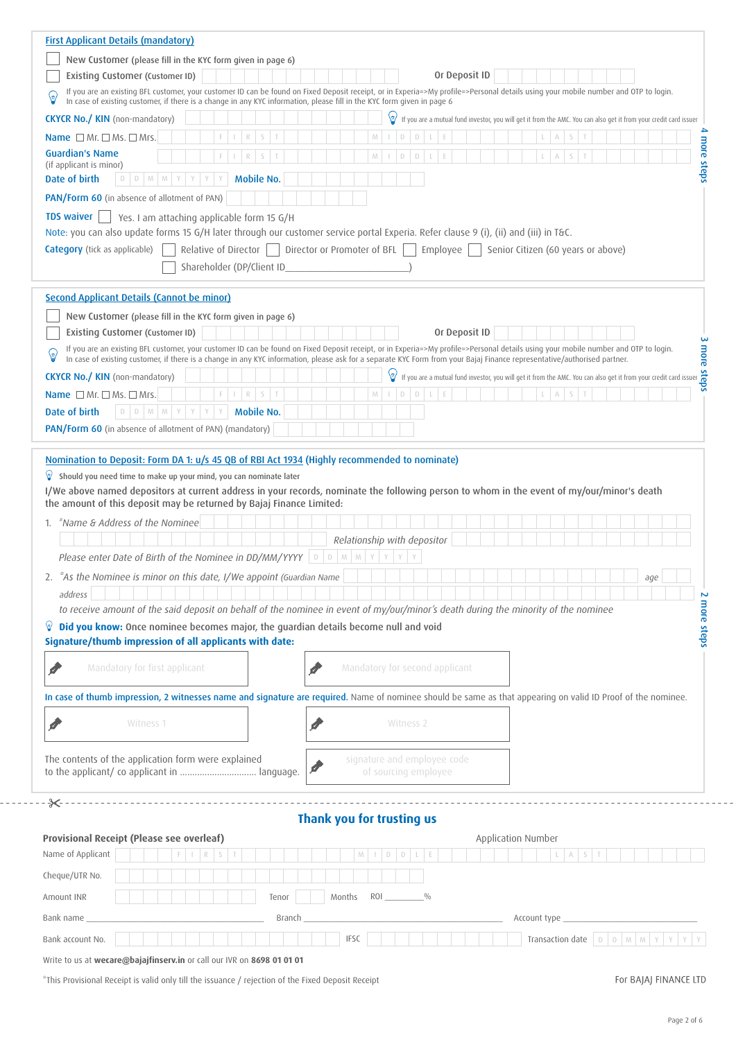## First Applicant Details (mandatory)

☐ New Customer (please fill in the KYC form given in page 6)

☐ Existing Customer (Customer ID) ______ Or Deposit ID ______

If you are an existing BFL customer, your customer ID can be found on Fixed Deposit receipt, or in Experia=>My profile=>Personal details using your mobile number and OTP to login. In case of existing customer, if there is a change in any KYC information, please fill in the KYC form given in page 6

**CKYCR No./ KIN** (non-mandatory) ______ If you are a mutual fund investor, you will get it from the AMC. You can also get it from your credit card issuer

**Name** ☐ Mr. ☐ Ms. ☐ Mrs. FIRST ______ MIDDLE ______ LAST ______

**Guardian's Name** (if applicant is minor) FIRST ______ MIDDLE ______ LAST ______

**Date of birth** DD MM YYYY **Mobile No.** ______

**PAN/Form 60** (in absence of allotment of PAN) ______

**TDS waiver** ☐ Yes. I am attaching applicable form 15 G/H

Note: you can also update forms 15 G/H later through our customer service portal Experia. Refer clause 9 (i), (ii) and (iii) in T&C.

**Category** (tick as applicable) ☐ Relative of Director ☐ Director or Promoter of BFL ☐ Employee ☐ Senior Citizen (60 years or above)

☐ Shareholder (DP/Client ID______________)

4 more steps

## Second Applicant Details (Cannot be minor)

☐ New Customer (please fill in the KYC form given in page 6)

☐ Existing Customer (Customer ID) ______ Or Deposit ID ______

If you are an existing BFL customer, your customer ID can be found on Fixed Deposit receipt, or in Experia=>My profile=>Personal details using your mobile number and OTP to login. In case of existing customer, if there is a change in any KYC information, please ask for a separate KYC Form from your Bajaj Finance representative/authorised partner.

**CKYCR No./ KIN** (non-mandatory) ______ If you are a mutual fund investor, you will get it from the AMC. You can also get it from your credit card issuer

**Name** ☐ Mr. ☐ Ms. ☐ Mrs. FIRST ______ MIDDLE ______ LAST ______

**Date of birth** DD MM YYYY **Mobile No.** ______

**PAN/Form 60** (in absence of allotment of PAN) (mandatory) ______

3 more steps

## Nomination to Deposit: Form DA 1: u/s 45 QB of RBI Act 1934 (Highly recommended to nominate)

Should you need time to make up your mind, you can nominate later

**I/We above named depositors at current address in your records, nominate the following person to whom in the event of my/our/minor's death the amount of this deposit may be returned by Bajaj Finance Limited:**

1. *\*Name & Address of the Nominee* ______

   *Relationship with depositor* ______

   *Please enter Date of Birth of the Nominee in DD/MM/YYYY* DD MM YYYY

2. *\*As the Nominee is minor on this date, I/We appoint* (Guardian Name ______ *age* ______

   *address* ______

   *to receive amount of the said deposit on behalf of the nominee in event of my/our/minor's death during the minority of the nominee*

**Did you know:** Once nominee becomes major, the guardian details become null and void

**Signature/thumb impression of all applicants with date:**

| Mandatory for first applicant | Mandatory for second applicant |
|---|---|

**In case of thumb impression, 2 witnesses name and signature are required.** Name of nominee should be same as that appearing on valid ID Proof of the nominee.

| Witness 1 | Witness 2 |
|---|---|

The contents of the application form were explained to the applicant/ co applicant in .............................. language.

| signature and employee code of sourcing employee |
|---|

2 more steps

---

## Thank you for trusting us

**Provisional Receipt (Please see overleaf)** Application Number

Name of Applicant FIRST ______ MIDDLE ______ LAST ______

Cheque/UTR No. ______

Amount INR ______ Tenor ______ Months ROI ______%

Bank name ______ Branch ______ Account type ______

Bank account No. ______ IFSC ______ Transaction date DD MM YYYY

Write to us at **wecare@bajajfinserv.in** or call our IVR on **8698 01 01 01**

\*This Provisional Receipt is valid only till the issuance / rejection of the Fixed Deposit Receipt

For BAJAJ FINANCE LTD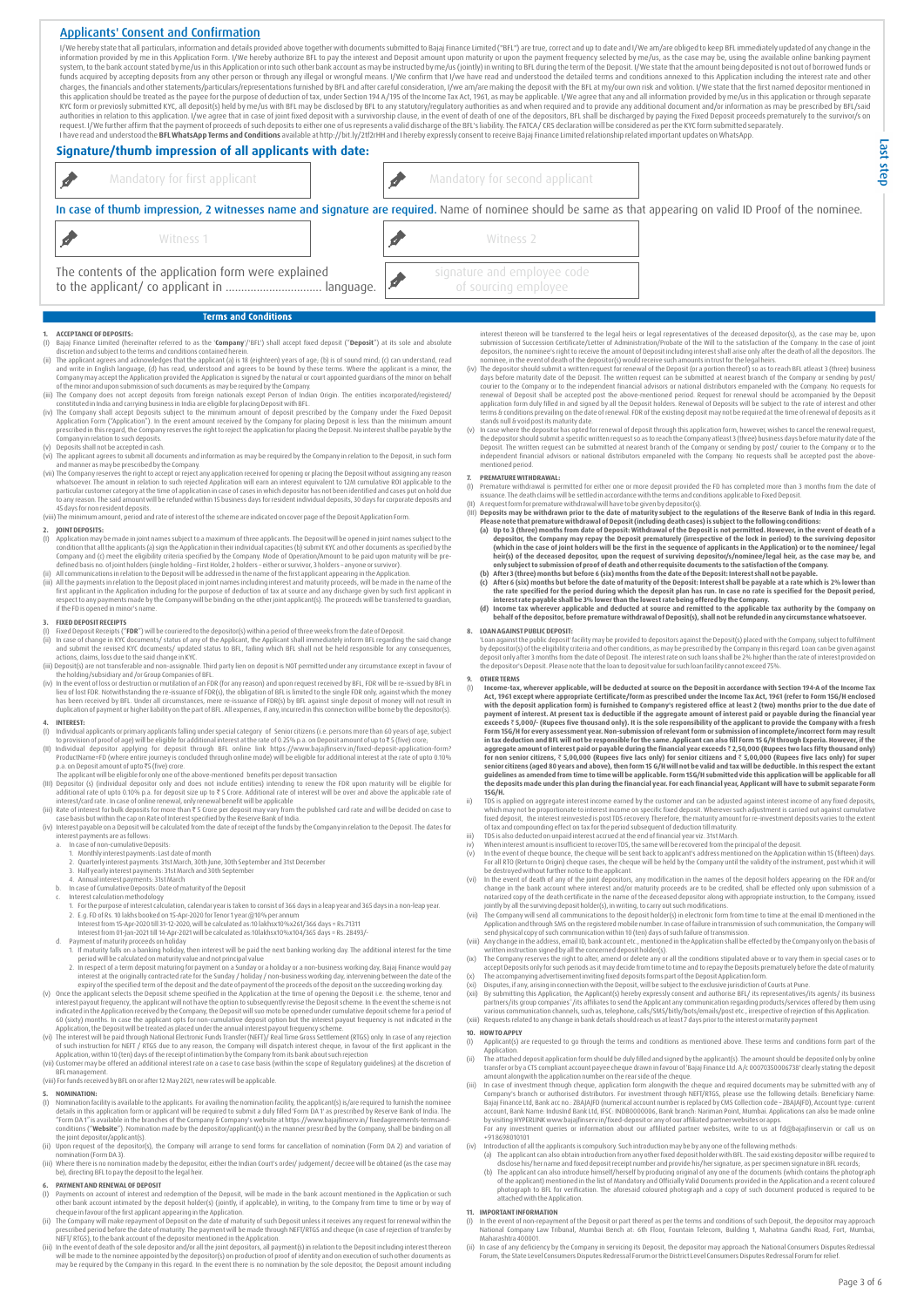## Applicants' Consent and Confirmation

I/We hereby state that all particulars, information and details provided above together with documents submitted to Bajaj Finance Limited ("BFL") are true, correct and up to date and I/We am/are obliged to keep BFL immediately updated of any change in the information provided by me in this Application Form. I/We hereby authorize BFL to pay the interest and Deposit amount upon maturity or upon the payment frequency selected by me/us, as the case may be, using the available online banking payment system, to the bank account stated by me/us in this Application or into such other bank account as may be instructed by me/us (jointly) in writing to BFL during the term of the Deposit. I/We state that the amount being deposited is not out of borrowed funds or funds acquired by accepting deposits from any other person or through any illegal or wrongful means. I/We confirm that I/we have read and understood the detailed terms and conditions annexed to this Application including the interest rate and other charges, the financials and other statements/particulars/representations furnished by BFL and after careful consideration, I/we am/are making the deposit with the BFL at my/our own risk and volition. I/We state that the first named depositor mentioned in this application should be treated as the payee for the purpose of deduction of tax, under Section 194 A/195 of the Income Tax Act, 1961, as may be applicable. I/We agree that any and all information provided by me/us in this application or through separate KYC form or previously submitted KYC, all deposit(s) held by me/us with BFL may be disclosed by BFL to any statutory/regulatory authorities as and when required and to provide any additional document and/or information as may be prescribed by BFL/said authorities in relation to this application. I/we agree that in case of joint fixed deposit with a survivorship clause, in the event of death of one of the depositors, BFL shall be discharged by paying the Fixed Deposit proceeds prematurely to the survivor/s on request. I/We further affirm that the payment of proceeds of such deposits to either one of us represents a valid discharge of the BFL's liability. The FATCA/ CRS declaration will be considered as per the KYC form submitted separately.
I have read and understood the **BFL WhatsApp Terms and Conditions** available at http://bit.ly/2tf2rHH and I hereby expressly consent to receive Bajaj Finance Limited relationship related important updates on WhatsApp.

## Signature/thumb impression of all applicants with date:

| Mandatory for first applicant | Mandatory for second applicant |
|---|---|

**In case of thumb impression, 2 witnesses name and signature are required.** Name of nominee should be same as that appearing on valid ID Proof of the nominee.

| Witness 1 | Witness 2 |
|---|---|

The contents of the application form were explained to the applicant/ co applicant in .............................. language.

signature and employee code of sourcing employee

Last step

## Terms and Conditions

**1. ACCEPTANCE OF DEPOSITS:**

(i) Bajaj Finance Limited (hereinafter referred to as the '**Company**'/'BFL') shall accept fixed deposit ("**Deposit**") at its sole and absolute discretion and subject to the terms and conditions contained herein.

(ii) The applicant agrees and acknowledges that the applicant (a) is 18 (eighteen) years of age; (b) is of sound mind; (c) can understand, read and write in English language, (d) has read, understood and agrees to be bound by these terms. Where the applicant is a minor, the Company may accept the Application provided the Application is signed by the natural or court appointed guardians of the minor on behalf of the minor and upon submission of such documents as may be required by the Company.

(iii) The Company does not accept deposits from foreign nationals except Person of Indian Origin. The entities incorporated/registered/constituted in India and carrying business in India are eligible for placing Deposit with BFL.

(iv) The Company shall accept Deposits subject to the minimum amount of deposit prescribed by the Company under the Fixed Deposit Application Form ("Application"). In the event amount received by the Company for placing Deposit is less than the minimum amount prescribed in this regard, the Company reserves the right to reject the application for placing the Deposit. No interest shall be payable by the Company in relation to such deposits.

(v) Deposits shall not be accepted in cash.

(vi) The applicant agrees to submit all documents and information as may be required by the Company in relation to the Deposit, in such form and manner as may be prescribed by the Company.

(vii) The Company reserves the right to accept or reject any application received for opening or placing the Deposit without assigning any reason whatsoever. The amount in relation to such rejected Application will earn an interest equivalent to 12M cumulative ROI applicable to the particular customer category at the time of application in case of cases in which depositor has not been identified and cases put on hold due to any reason. The said amount will be refunded within 15 business days for resident individual deposits, 30 days for corporate deposits and 45 days for non resident deposits.

(viii) The minimum amount, period and rate of interest of the scheme are indicated on cover page of the Deposit Application Form.

**2. JOINT DEPOSITS:**

(i) Application may be made in joint names subject to a maximum of three applicants. The Deposit will be opened in joint names subject to the condition that all the applicants (a) sign the Application in their individual capacities (b) submit KYC and other documents as specified by the Company and (c) meet the eligibility criteria specified by the Company. Mode of Operation/Amount to be paid upon maturity will be pre-defined basis no. of joint holders (single holding –First Holder, 2 holders – either or survivor, 3 holders – anyone or survivor).

(ii) All communications in relation to the Deposit will be addressed in the name of the first applicant appearing in the Application.

(iii) All the payments in relation to the Deposit placed in joint names including interest and maturity proceeds, will be made in the name of the first applicant in the Application including for the purpose of deduction of tax at source and any discharge given by such first applicant in respect to any payments made by the Company will be binding on the other joint applicant(s). The proceeds will be transferred to guardian, if the FD is opened in minor's name.

**3. FIXED DEPOSIT RECEIPTS**

(i) Fixed Deposit Receipts ("**FDR**") will be couriered to the depositor(s) within a period of three weeks from the date of Deposit.

(ii) In case of change in KYC documents/ status of any of the Applicant, the Applicant shall immediately inform BFL regarding the said change and submit the revised KYC documents/ updated status to BFL, failing which BFL shall not be held responsible for any consequences, actions, claims, loss due to the said change in KYC.

(iii) Deposit(s) are not transferable and non-assignable. Third party lien on deposit is NOT permitted under any circumstance except in favour of the holding/subsidiary and /or Group Companies of BFL.

(iv) In the event of loss or destruction or mutilation of an FDR (for any reason) and upon request received by BFL, FDR will be re-issued by BFL in lieu of lost FDR. Notwithstanding the re-issuance of FDR(s), the obligation of BFL is limited to the single FDR only, against which the money has been received by BFL. Under all circumstances, mere re-issuance of FDR(s) by BFL against single deposit of money will not result in duplication of payment or higher liability on the part of BFL. All expenses, if any, incurred in this connection will be borne by the depositor(s).

**4. INTEREST:**

(I) Individual applicants or primary applicants falling under special category of Senior citizens (i.e. persons more than 60 years of age, subject to provision of proof of age) will be eligible for additional interest at the rate of 0.25% p.a. on Deposit amount of up to ₹ 5 (five) crore;

(II) Individual depositor applying for deposit through BFL online link https://www.bajajfinserv.in/fixed-deposit-application-form?ProductName=FD (where entire journey is concluded through online mode) will be eligible for additional interest at the rate of upto 0.10% p.a. on Deposit amount of upto ₹5 (five) crore.
The applicant will be eligible for only one of the above-mentioned benefits per deposit transaction

(III) Depositor (s) (individual depositor only and does not include entities) intending to renew the FDR upon maturity will be eligible for additional rate of upto 0.10% p.a. for deposit size up to ₹ 5 Crore. Additional rate of interest will be over and above the applicable rate of interest/card rate . In case of online renewal, only renewal benefit will be applicable

(iii) Rate of interest for bulk deposits for more than ₹ 5 Crore per deposit may vary from the published card rate and will be decided on case to case basis but within the cap on Rate of Interest specified by the Reserve Bank of India.

(iv) Interest payable on a Deposit will be calculated from the date of receipt of the funds by the Company in relation to the Deposit. The dates for interest payments are as follows:

a. In case of non-cumulative Deposits:
   1. Monthly interest payments: Last date of month
   2. Quarterly interest payments: 31st March, 30th June, 30th September and 31st December
   3. Half yearly interest payments: 31st March and 30th September
   4. Annual interest payments: 31st March

b. In case of Cumulative Deposits: Date of maturity of the Deposit

c. Interest calculation methodology
   1. For the purpose of interest calculation, calendar year is taken to consist of 366 days in a leap year and 365 days in a non-leap year.
   2. E.g. FD of Rs. 10 lakhs booked on 15-Apr-2020 for Tenor 1 year @10% per annum
   Interest from 15-Apr-2020 till 31-12-2020, will be calculated as 10 lakhsx10%x261/366 days = Rs.71311
   Interest from 01-Jan-2021 till 14-Apr-2021 will be calculated as 10lakhsx10%x104/365 days = Rs. 28493/-

d. Payment of maturity proceeds on holiday
   1. If maturity falls on a banking holiday, then interest will be paid the next banking working day. The additional interest for the time period will be calculated on maturity value and not principal value
   2. In respect of a term deposit maturing for payment on a Sunday or a holiday or a non-business working day, Bajaj Finance would pay interest at the originally contracted rate for the Sunday / holiday / non-business working day, intervening between the date of the expiry of the specified term of the deposit and the date of payment of the proceeds of the deposit on the succeeding working day.

(v) Once the applicant selects the Deposit scheme specified in the Application at the time of opening the Deposit i.e. the scheme, tenor and interest payout frequency, the applicant will not have the option to subsequently revise the Deposit scheme. In the event the scheme is not indicated in the Application received by the Company, the Deposit will run mode be opened under cumulative deposit scheme for a period of 60 (sixty) months. In the case the applicant opts for non-cumulative deposit option but the interest payout frequency is not indicated in the Application, the Deposit will be treated as placed under the annual interest payout frequency scheme.

(vi) The interest will be paid through National Electronic Funds Transfer (NEFT)/ Real Time Gross Settlement (RTGS) only. In case of any rejection of such instruction for NEFT / RTGS due to any reason, the Company will dispatch interest cheque, in favour of the first applicant in the Application, within 10 (ten) days of the receipt of intimation by the Company from its bank about such rejection

(vii) Customer may be offered an additional interest rate on a case to case basis (within the scope of Regulatory guidelines) at the discretion of BFL management.

(viii) For funds received by BFL on or after 12 May 2021, new rates will be applicable.

**5. NOMINATION:**

(I) Nomination facility is available to the applicants. For availing the nomination facility, the applicant(s) is/are required to furnish the nominee details in this application form or applicant will be required to submit a duly filled "Form DA 1" as prescribed by Reserve Bank of India. The "Form DA 1" is available in the branches of the Company & Company's website at https://www.bajajfinserv.in/ fixedagreements-termsand-conditions ("**Website**"). Nomination made by the depositor/applicant(s) in the manner prescribed by the Company, shall be binding on all the joint depositor/applicant(s).

(ii) Upon request of the depositor(s), the Company will arrange to send forms for cancellation of nomination (Form DA 2) and variation of nomination (Form DA 3).

(iii) Where there is no nomination made by the depositor, either the Indian Court's order/ judgement/ decree will be obtained (as the case may be), directing BFL to pay the deposit to the legal heir.

**6. PAYMENT AND RENEWAL OF DEPOSIT**

(I) Payments on account of interest and redemption of the Deposit, will be made in the bank account mentioned in the Application or such other bank account intimated by the deposit holder(s) (jointly, if applicable), in writing, to the Company from time to time or by way of cheque in favour of the first applicant appearing in the Application.

(ii) The Company will make repayment of Deposit on the date of maturity of such Deposit unless it receives any request for renewal within the prescribed period before the date of maturity. The payment will be made through NEFT/RTGS and cheque (in case of rejection of transfer by NEFT/ RTGS), to the bank account of the depositor mentioned in the Application.

(iii) In the event of the death of the sole depositor and/or all the joint depositors, all payment(s) in relation to the Deposit including interest thereon will be made to the nominee appointed by the depositor(s) on production of proof of identity and on execution of such other documents as may be required by the Company in this regard. In the event there is no nomination by the sole depositor, the Deposit amount including interest thereon will be transferred to the legal heirs or legal representatives of the deceased depositor(s), as the case may be, upon submission of Succession Certificate/Letter of Administration/Probate of the Will to the satisfaction of the Company. In the case of joint depositors, the nominee's right to receive the amount of Deposit including interest shall arise only after the death of all the depositors. The nominee, in the event of death of the depositor(s) would receive such amounts in trust for the legal heirs.

(iv) The depositor should submit a written request for renewal of the Deposit (or a portion thereof) so as to reach BFL atleast 3 (three) business days before maturity date of the Deposit. The written request can be submitted at nearest branch of the Company or sending by post/courier to the Company or to the independent financial advisors or national distributors empanelled with the Company. No requests for renewal of Deposit shall be accepted post the above-mentioned period. Request for renewal should be accompanied by the Deposit application form duly filled in and signed by all the Deposit holders. Renewal of Deposits will be subject to the rate of interest and other terms & conditions prevailing on the date of renewal. FDR of the existing deposit may not be required at the time of renewal of deposits as it stands null & void post its maturity date.

(v) In case where the depositor has opted for renewal of deposit through this application form, however, wishes to cancel the renewal request, the depositor should submit a specific written request so as to reach the Company atleast 3 (three) business days before maturity date of the Deposit. The written request can be submitted at nearest branch of the Company or sending by post/ courier to the Company or to the independent financial advisors or national distributors empanelled with the Company. No requests shall be accepted post the above-mentioned period.

**7. PREMATURE WITHDRAWAL:**

(I) Premature withdrawal is permitted for either one or more deposit provided the FD has completed more than 3 months from the date of issuance. The death claims will be settled in accordance with the terms and conditions applicable to Fixed Deposit.

(II) A request form for premature withdrawal will have to be given by depositor(s).

(III) **Deposits may be withdrawn prior to the date of maturity subject to the regulations of the Reserve Bank of India in this regard. Please note that premature withdrawal of Deposit (including death cases) is subject to the following conditions:**

**(a) Up to 3 (three) months from date of Deposit: Withdrawal of the Deposit is not permitted. However, in the event of death of a depositor, the Company may repay the Deposit prematurely (irrespective of the lock in period) to the surviving depositor (which in the case of joint holders will be the first in the sequence of applicants in the Application) or to the nominee/ legal heir(s) of the deceased depositor, upon the request of surviving depositor/s/nominee/legal heir, as the case may be, and only subject to submission of proof of death and other requisite documents to the satisfaction of the Company.**

**(b) After 3 (three) months but before 6 (six) months from the date of the Deposit: Interest shall not be payable.**

**(c) After 6 (six) months but before the date of maturity of the Deposit: Interest shall be payable at a rate which is 2% lower than the rate specified for the period during which the deposit plan has run. In case no rate is specified for the Deposit period, interest rate payable shall be 3% lower than the lowest rate being offered by the Company.**

**(d) Income tax wherever applicable and deducted at source and remitted to the applicable tax authority by the Company on behalf of the depositor, before premature withdrawal of Deposit(s), shall not be refunded in any circumstance whatsoever.**

**8. LOAN AGAINST PUBLIC DEPOSIT:**

'Loan against the public deposit' facility may be provided to depositors against the Deposit(s) placed with the Company, subject to fulfilment by depositor(s) of the eligibility criteria and other conditions, as may be prescribed by the Company in this regard. Loan can be given against deposit only after 3 months from the date of Deposit. The interest rate on such loans shall be 2% higher than the rate of interest provided on the depositor's Deposit. Please note that the loan to deposit value for such loan facility cannot exceed 75%.

**9. OTHER TERMS**

(I) **Income-tax, wherever applicable, will be deducted at source on the Deposit in accordance with Section 194-A of the Income Tax Act, 1961 except where appropriate Certificate/form as prescribed under the Income Tax Act, 1961 (refer to Form 15G/H enclosed with the deposit application form) is furnished to Company's registered office at least 2 (two) months prior to the due date of payment of interest. At present tax is deductible if the aggregate amount of interest paid or payable during the financial year exceeds ₹ 5,000/- (Rupees five thousand only). It is the sole responsibility of the applicant to provide the Company with a fresh Form 15G/H for every assessment year. Non-submission of relevant form or submission of incomplete/incorrect form may result in tax deduction and BFL will not be responsible for the same. Applicant can also fill Form 15 G/H through Experia. However, if the aggregate amount of interest paid or payable during the financial year exceeds ₹ 2,50,000 (Rupees two lacs fifty thousand only) for non senior citizens, ₹ 5,00,000 (Rupees five lacs only) for senior citizens and ₹ 5,00,000 (Rupees five lacs only) for super senior citizens (aged 80 years and above), then form 15 G/H will not be valid and tax will be deductible. In this respect the extant guidelines as amended from time to time will be applicable. Form 15G/H submitted vide this application will be applicable for all the deposits made under this plan during the financial year. For each financial year, Applicant will have to submit separate Form 15G/H.**

ii) TDS is applied on aggregate interest income earned by the customer and can be adjusted against interest income of any fixed deposits, which may not be proportionate to interest income on specific fixed deposit. Wherever such adjustment is carried out against cumulative fixed deposit, the interest reinvested is post TDS recovery. Therefore, the maturity amount for re-investment deposits varies to the extent of tax and compounding effect on tax for the period subsequent of deduction till maturity.

iii) TDS is also deducted on unpaid interest accrued at the end of financial year viz. 31st March.

iv) When interest amount is insufficient to recover TDS, the same will be recovered from the principal of the deposit.

(v) In the event of cheque bounce, the cheque will be sent back to applicant's address mentioned on the Application within 15 (fifteen) days. For all RTO (Return to Origin) cheque cases, the cheque will be held by the Company until the validity of the instrument, post which it will be destroyed without further notice to the applicant.

(vi) In the event of death of any of the joint depositors, any modification in the names of the deposit holders appearing on the FDR and/or change in the bank account where interest and/or maturity proceeds are to be credited, shall be effected only upon submission of a notarized copy of the death certificate in the name of the deceased depositor along with appropriate instruction, to the Company, issued jointly by all the surviving deposit holder(s), in writing, to carry out such modifications.

(vii) The Company will send all communications to the deposit holder(s) in electronic form from time to time at the email ID mentioned in the Application and through SMS on the registered mobile number. In case of failure in transmission of such communication, the Company will send physical copy of such communication within 10 (ten) days of such failure of transmission.

(viii) Any change in the address, email ID, bank account etc., mentioned in the Application shall be effected by the Company only on the basis of written instruction signed by all the concerned deposit holder(s).

(ix) The Company reserves the right to alter, amend or delete any or all the conditions stipulated above or to vary them in special cases or to accept Deposits only for such periods as it may decide from time to time and to repay the Deposits prematurely before the date of maturity.

(x) The accompanying advertisement inviting fixed deposits forms part of the Deposit Application form.

(xi) Disputes, if any, arising in connection with the Deposit, will be subject to the exclusive jurisdiction of Courts at Pune.

(xii) By submitting this Application, the Applicant(s) hereby expressly consent and authorise BFL/ its representatives/its agents/ its business partners/its group companies'/its affiliates to send the Applicant any communication regarding products/services offered by them using various communication channels, such as, telephone, calls/SMS/bitly/bots/emails/post etc., irrespective of rejection of this Application.

(xiii) Requests related to any change in bank details should reach us at least 7 days prior to the interest or maturity payment

**10. HOW TO APPLY**

(I) Applicant(s) are requested to go through the terms and conditions as mentioned above. These terms and conditions form part of the Application.

(ii) The attached deposit application form should be duly filled and signed by the applicant(s). The amount should be deposited only by online transfer or by a CTS compliant account payee cheque drawn in favour of 'Bajaj Finance Ltd. A/c 00070350006738' clearly stating the deposit amount along with the application number on the rear side of the cheque.

(iii) In case of investment through cheque, application form alongwith the cheque and required documents may be submitted with any of Company's branch or authorised distributors. For investment through NEFT/RTGS, please use the following details: Beneficiary Name: Bajaj Finance Ltd, Bank acc no.: ZBAJAJFD (numerical account number is replaced by CMS Collection code –ZBAJAJFD), Account type: current account, Bank Name: Indusind Bank Ltd, IFSC: INDB0000006, Bank branch: Nariman Point, Mumbai. Applications can also be made online by visiting HYPERLINK www.bajajfinserv.in/fixed-deposit or any of our affiliated partner websites or apps.
For any investment queries or information about our affiliated partner websites, write to us at fd@bajajfinserv.in or call us on +91 8698010101

(iv) Introduction of all the applicants is compulsory. Such introduction may be by any one of the following methods:
(a) The applicant can also obtain introduction from any other fixed deposit holder with BFL. The said existing depositor will be required to disclose his/her name and fixed deposit receipt number and provide his/her signature, as per specimen signature in BFL records;
(b) The applicant can also introduce himself/herself by producing original of any one of the documents (which contains the photograph of the applicant) mentioned in the list of Mandatory and Officially Valid Documents provided in the Application and a recent coloured photograph to BFL for verification. The aforesaid coloured photograph and a copy of such document produced is required to be attached with the Application.

**11. IMPORTANT INFORMATION**

(I) In the event of non-repayment of the Deposit or part thereof as per the terms and conditions of such Deposit, the depositor may approach National Company Law Tribunal, Mumbai Bench at: 6th Floor, Fountain Telecom, Building 1, Mahatma Gandhi Road, Fort, Mumbai, Maharashtra 400001.

(ii) In case of any deficiency by the Company in servicing its Deposit, the depositor may approach the National Consumers Disputes Redressal Forum, the State Level Consumers Disputes Redressal Forum or the District Level Consumers Disputes Redressal Forum for relief.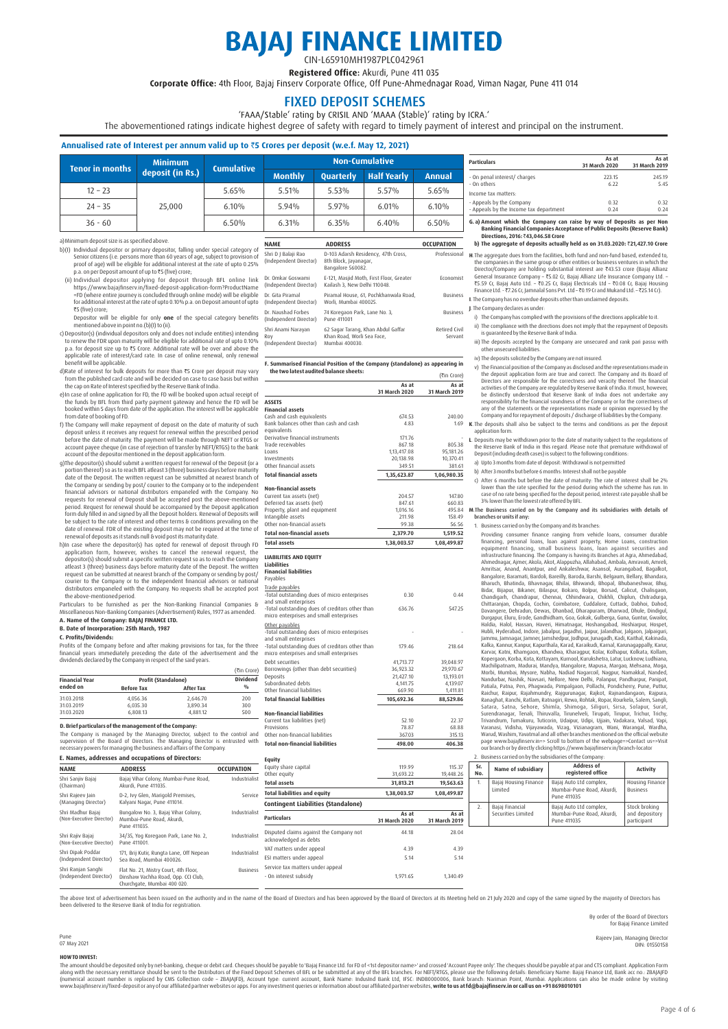# BAJAJ FINANCE LIMITED

CIN-L65910MH1987PLC042961

**Registered Office:** Akurdi, Pune 411 035

**Corporate Office:** 4th Floor, Bajaj Finserv Corporate Office, Off Pune-Ahmednagar Road, Viman Nagar, Pune 411 014

## FIXED DEPOSIT SCHEMES

'FAAA/Stable' rating by CRISIL AND 'MAAA (Stable)' rating by ICRA.'

The abovementioned ratings indicate highest degree of safety with regard to timely payment of interest and principal on the instrument.

### Annualised rate of Interest per annum valid up to ₹5 Crores per deposit (w.e.f. May 12, 2021)

| Tenor in months | Minimum deposit (in Rs.) | Cumulative | Non-Cumulative | | | |
|---|---|---|---|---|---|---|
| | | | Monthly | Quarterly | Half Yearly | Annual |
| 12 – 23 | 25,000 | 5.65% | 5.51% | 5.53% | 5.57% | 5.65% |
| 24 – 35 | | 6.10% | 5.94% | 5.97% | 6.01% | 6.10% |
| 36 - 60 | | 6.50% | 6.31% | 6.35% | 6.40% | 6.50% |

a) Minimum deposit size is as specified above.

b) (i) Individual depositor or primary depositor, falling under special category of Senior citizens (i.e. persons more than 60 years of age, subject to provision of proof of age) will be eligible for additional interest at the rate of upto 0.25% p.a. on per Deposit amount of up to ₹5 (five) crore;

(ii) Individual depositor applying for deposit through BFL online link https://www.bajajfinserv.in/fixed-deposit-application-form?ProductName =FD (where entire journey is concluded through online mode) will be eligible for additional interest at the rate of upto 0.10% p.a. on Deposit amount of upto ₹5 (five) crore;

Depositor will be eligible for only **one** of the special category benefits mentioned above in point no.(b)(i) to (ii).

c) Depositor(s) (individual depositors only and does not include entities) intending to renew the FDR upon maturity will be eligible for additional rate of upto 0.10% p.a. for deposit size up to ₹5 Crore. Additional rate will be over and above the applicable rate of interest/card rate. In case of online renewal, only renewal benefit will be applicable.

d) Rate of interest for bulk deposits for more than ₹5 Crore per deposit may vary from the published card rate and will be decided on case to case basis but within the cap on Rate of Interest specified by the Reserve Bank of India.

e) In case of online application for FD, the FD will be booked upon actual receipt of the funds by BFL from third party payment gateway and hence the FD will be booked within 5 days from date of the application. The interest will be applicable from date of booking of FD.

f) The Company will make repayment of deposit on the date of maturity of such deposit unless it receives any request for renewal within the prescribed period before the date of maturity. The payment will be made through NEFT or RTGS or account payee cheque (in case of rejection of transfer by NEFT/RTGS) to the bank account of the depositor mentioned in the deposit application form.

g) The depositor(s) should submit a written request for renewal of the Deposit (or a portion thereof) so as to reach BFL atleast 3 (three) business days before maturity date of the Deposit. The written request can be submitted at nearest branch of the Company or sending by post/ courier to the Company or to the independent financial advisors or national distributors empaneled with the Company. No requests for renewal of Deposit shall be accepted post the above-mentioned period. Request for renewal should be accompanied by the Deposit application form duly filled in and signed by all the Deposit holders. Renewal of Deposits will be subject to the rate of interest and other terms & conditions prevailing on the date of renewal. FDR of the existing deposit may not be required at the time of renewal of deposits as it stands null & void post its maturity date.

h) In case where the depositor(s) has opted for renewal of deposit through FD application form, however, wishes to cancel the renewal request, the depositor(s) should submit a specific written request so as to reach the Company atleast 3 (three) business days before maturity date of the Deposit. The written request can be submitted at nearest branch of the Company or sending by post/ courier to the Company or to the independent financial advisors or national distributors empaneled with the Company. No requests shall be accepted post the above-mentioned period.

Particulars to be furnished as per the Non-Banking Financial Companies & Miscellaneous Non-Banking Companies (Advertisement) Rules, 1977 as amended.

**A. Name of the Company: BAJAJ FINANCE LTD.**

**B. Date of Incorporation: 25th March, 1987**

**C. Profits/Dividends:**

Profits of the Company before and after making provisions for tax, for the three financial years immediately preceding the date of the advertisement and the dividends declared by the Company in respect of the said years.

(₹in Crore)

| Financial Year ended on | Profit (Standalone) | | Dividend % |
|---|---|---|---|
| | Before Tax | After Tax | |
| 31.03.2018 | 4,056.36 | 2,646.70 | 200 |
| 31.03.2019 | 6,035.30 | 3,890.34 | 300 |
| 31.03.2020 | 6,808.13 | 4,881.12 | 500 |

**D. Brief particulars of the management of the Company:**

The Company is managed by the Managing Director, subject to the control and supervision of the Board of Directors. The Managing Director is entrusted with necessary powers for managing the business and affairs of the Company.

**E. Names, addresses and occupations of Directors:**

| NAME | ADDRESS | OCCUPATION |
|---|---|---|
| Shri Sanjiv Bajaj (Chairman) | Bajaj Vihar Colony, Mumbai-Pune Road, Akurdi, Pune 411035. | Industrialist |
| Shri Rajeev Jain (Managing Director) | D-2, Ivy Glen, Marigold Premises, Kalyani Nagar, Pune 411014. | Service |
| Shri Madhur Bajaj (Non-Executive Director) | Bungalow No. 3, Bajaj Vihar Colony, Mumbai-Pune Road, Akurdi, Pune 411035. | Industrialist |
| Shri Rajiv Bajaj (Non-Executive Director) | 34/35, Yog Koregaon Park, Lane No. 2, Pune 411001. | Industrialist |
| Shri Dipak Poddar (Independent Director) | 171, Brij Kutir, Rungta Lane, Off Nepean Sea Road, Mumbai 400026. | Industrialist |
| Shri Ranjan Sanghi (Independent Director) | Flat No. 21, Mistry Court, 4th Floor, Dinshaw Vachha Road, Opp. CCI Club, Churchgate, Mumbai 400 020. | Business |
| Shri D J Balaji Rao (Independent Director) | D-103 Adarsh Residency, 47th Cross, 8th Block, Jayanagar, Bangalore 560082. | Professional |
| Dr. Omkar Goswami (Independent Director) | E-121, Masjid Moth, First Floor, Greater Kailash 3, New Delhi 110048. | Economist |
| Dr. Gita Piramal (Independent Director) | Piramal House, 61, Pochkhanwala Road, Worli, Mumbai 400025. | Business |
| Dr. Naushad Forbes (Independent Director) | 74 Koregaon Park, Lane No. 3, Pune 411001 | Business |
| Shri Anami Narayan Roy (Independent Director) | 62 Sagar Tarang, Khan Abdul Gaffar Khan Road, Worli Sea Face, Mumbai 400030. | Retired Civil Servant |

**F. Summarised Financial Position of the Company (standalone) as appearing in the two latest audited balance sheets:**

(₹in Crore)

| | As at 31 March 2020 | As at 31 March 2019 |
|---|---|---|
| **ASSETS** | | |
| **Financial assets** | | |
| Cash and cash equivalents | 674.53 | 240.00 |
| Bank balances other than cash and cash equivalents | 4.83 | 1.69 |
| Derivative financial instruments | 171.76 | - |
| Trade receivables | 867.18 | 805.38 |
| Loans | 1,13,417.08 | 95,181.26 |
| Investments | 20,138.98 | 10,370.41 |
| Other financial assets | 349.51 | 381.61 |
| **Total financial assets** | **1,35,623.87** | **1,06,980.35** |
| **Non-financial assets** | | |
| Current tax assets (net) | 204.57 | 147.80 |
| Deferred tax assets (net) | 847.61 | 660.83 |
| Property, plant and equipment | 1,016.16 | 495.84 |
| Intangible assets | 211.98 | 158.49 |
| Other non-financial assets | 99.38 | 56.56 |
| **Total non-financial assets** | **2,379.70** | **1,519.52** |
| **Total assets** | **1,38,003.57** | **1,08,499.87** |
| **LIABILITIES AND EQUITY** | | |
| **Liabilities** | | |
| **Financial liabilities** | | |
| Payables | | |
| Trade payables | | |
| -Total outstanding dues of micro enterprises and small enterprises | 0.30 | 0.44 |
| -Total outstanding dues of creditors other than micro enterprises and small enterprises | 636.76 | 547.25 |
| Other payables | | |
| -Total outstanding dues of micro enterprises and small enterprises | - | - |
| -Total outstanding dues of creditors other than micro enterprises and small enterprises | 179.46 | 218.64 |
| Debt securities | 41,713.77 | 39,048.97 |
| Borrowings (other than debt securities) | 36,923.32 | 29,970.67 |
| Deposits | 21,427.10 | 13,193.01 |
| Subordinated debts | 4,141.75 | 4,139.07 |
| Other financial liabilities | 669.90 | 1,411.81 |
| **Total financial liabilities** | **105,692.36** | **88,529.86** |
| **Non-financial liabilities** | | |
| Current tax liabilities (net) | 52.10 | 22.37 |
| Provisions | 78.87 | 68.88 |
| Other non-financial liabilities | 367.03 | 315.13 |
| **Total non-financial liabilities** | **498.00** | **406.38** |
| **Equity** | | |
| Equity share capital | 119.99 | 115.37 |
| Other equity | 31,693.22 | 19,448.26 |
| **Total assets** | **31,813.21** | **19,563.63** |
| **Total liabilities and equity** | **1,38,003.57** | **1,08,499.87** |

**Contingent Liabilities (Standalone)**

| Particulars | As at 31 March 2020 | As at 31 March 2019 |
|---|---|---|
| Disputed claims against the Company not acknowledged as debts | 44.18 | 28.04 |
| VAT matters under appeal | 4.39 | 4.39 |
| ESI matters under appeal | 5.14 | 5.14 |
| Service tax matters under appeal | | |
| - On interest subsidy | 1,971.65 | 1,340.49 |
| - On penal interest/ charges | 223.15 | 245.19 |
| - On others | 6.22 | 5.45 |
| Income tax matters: | | |
| - Appeals by the Company | 0.32 | 0.32 |
| - Appeals by the Income tax department | 0.24 | 0.24 |

**G. a) Amount which the Company can raise by way of Deposits as per Non Banking Financial Companies Acceptance of Public Deposits (Reserve Bank) Directions, 2016: ₹43,046.58 Crore**

**b) The aggregate of deposits actually held as on 31.03.2020: ₹21,427.10 Crore**

**H.** The aggregate dues from the facilities, both fund and non-fund based, extended to, the companies in the same group or other entities or business ventures in which the Director/Company are holding substantial interest are ₹43.53 crore (Bajaj Allianz General Insurance Company Ltd. – ₹5.02 Cr, Bajaj Allianz Life Insurance Company Ltd. – ₹5.59 Cr, Bajaj Auto Ltd. – ₹0.25 Cr, Bajaj Electricals Ltd – ₹0.08 Cr, Bajaj Housing Finance Ltd. - ₹7.26 Cr, Jamnalal Sons Pvt. Ltd – ₹0.19 Cr and Mukand Ltd. – ₹25.14 Cr).

**I.** The Company has no overdue deposits other than unclaimed deposits.

**J.** The Company declares as under:

i) The Company has complied with the provisions of the directions applicable to it.

ii) The compliance with the directions does not imply that the repayment of Deposits is guaranteed by the Reserve Bank of India.

iii) The deposits accepted by the Company are unsecured and rank pari passu with other unsecured liabilities.

iv) The deposits solicited by the Company are not insured.

v) The Financial position of the Company as disclosed and the representations made in the deposit application form are true and correct. The Company and its Board of Directors are responsible for the correctness and veracity thereof. The financial activities of the Company are regulated by Reserve Bank of India. It must, however, be distinctly understood that Reserve Bank of India does not undertake any responsibility for the financial soundness of the Company or for the correctness of any of the statements or the representations made or opinion expressed by the Company and for repayment of deposits / discharge of liabilities by the Company.

**K.** The deposits shall also be subject to the terms and conditions as per the deposit application form.

**L.** Deposits may be withdrawn prior to the date of maturity subject to the regulations of the Reserve Bank of India in this regard. Please note that premature withdrawal of Deposit (including death cases) is subject to the following conditions:

a) Upto 3 months from date of deposit: Withdrawal is not permitted

b) After 3 months but before 6 months: Interest shall not be payable

c) After 6 months but before the date of maturity: The rate of interest shall be 2% lower than the rate specified for the period during which the scheme has run. In case of no rate being specified for the deposit period, interest rate payable shall be 3% lower than the lowest rate offered by BFL.

**M. The Business carried on by the Company and its subsidiaries with details of branches or units if any:**

1. Business carried on by the Company and its branches:

Providing consumer finance ranging from vehicle loans, consumer durable financing, personal loans, loan against property, Home Loans, construction equipment financing, small business loans, loan against securities and infrastructure financing. The Company is having its Branches at Agra, Ahmedabad, Ahmednagar, Ajmer, Akola, Akot, Alappuzha, Allahabad, Ambala, Amravati, Amreli, Amritsar, Anand, Anantpur, and Ankaleshwar, Asansol, Aurangabad, Bagalkot, Bangalore, Baramati, Bardoli, Bareilly, Baroda, Barshi, Belgaum, Bellary, Bhandara, Bharuch, Bhatinda, Bhavnagar, Bhilai, Bhiwandi, Bhopal, Bhubaneshwar, Bhuj, Bidar, Bijapur, Bikaner, Bilaspur, Bokaro, Bolpur, Borsad, Calicut, Chalisgaon, Chandigarh, Chandrapur, Chennai, Chhindwara, Chikhli, Chiplun, Chitradurga, Chittaranjan, Chopda, Cochin, Coimbatore, Cuddalore, Cuttack, Dabhoi, Dahod, Davangere, Dehradun, Dewas, Dhanbad, Dharapuram, Dharwad, Dhule, Dindigul, Durgapur, Eluru, Erode, Gandhidham, Goa, Gokak, Gulberga, Guna, Guntur, Gwalior, Haldia, Halol, Hassan, Haveri, Himatnagar, Hoshangabad, Hoshiarpur, Hospet, Hubli, Hyderabad, Indore, Jabalpur, Jagadhri, Jaipur, Jalandhar, Jalgaon, Jalpaiguri, Jammu, Jamnagar, Jamner, Jamshedpur, Jodhpur, Junagadh, Kadi, Kaithal, Kakinada, Kalka, Kannur, Kanpur, Kapurthala, Karad, Karaikudi, Karnal, Karunagappally, Karur, Karwar, Katni, Khamgaon, Khandwa, Kharagpur, Kolar, Kolhapur, Kolkata, Kollam, Kopergaon, Korba, Kota, Kottayam, Kurnool, Kurukshetra, Latur, Lucknow, Ludhiana, Machilipatnam, Madurai, Mandya, Mangalore, Mapusa, Margao, Mehsana, Moga, Morbi, Mumbai, Mysore, Nabha, Nadiad Nagarcoil, Nagpur, Namakkal, Nanded, Nandurbar, Nashik, Navsari, Nellore, New Delhi, Palanpur, Pandharpur, Panipat, Patiala, Patna, Pen, Phagwada, Pimpalgaon, Pollachi, Pondicherry, Pune, Puttur, Raichur, Raipur, Rajahmundry, Rajgurunagar, Rajkot, Rajnandangaon, Rajpura, Ranaghat, Ranchi, Ratlam, Ratnagiri, Rewa, Rohtak, Ropar, Rourkela, Salem, Sangli, Satara, Satna, Sehore, Shimla, Shimoga, Siliguri, Sirsa, Solapur, Surat, Surendranagar, Tenali, Thiruvalla, Tirunelveli, Tirupati, Tirupur, Trichur, Trichy, Trivandrum, Tumakuru, Tuticorin, Udaipur, Udipi, Ujjain, Vadakara, Valsad, Vapi, Varanasi, Vidisha, Vijayawada, Vizag, Vizianagram, Wani, Warangal, Wardha, Warud, Washim, Yavatmal and all other branches mentioned on the official website page www.bajajfinserv.in=> Scroll to bottom of the webpage=>Contact us=>Visit our branch or by directly clicking https://www.bajajfinserv.in/branch-locator

2. Business carried on by the subsidiaries of the Company:

| Sr. No. | Name of subsidiary | Address of registered office | Activity |
|---|---|---|---|
| 1. | Bajaj Housing Finance Limited | Bajaj Auto Ltd complex, Mumbai-Pune Road, Akurdi, Pune 411035 | Housing Finance Business |
| 2. | Bajaj Financial Securities Limited | Bajaj Auto Ltd complex, Mumbai-Pune Road, Akurdi, Pune 411035 | Stock broking and depository participant |

The above text of advertisement has been issued on the authority and in the name of the Board of Directors and has been approved by the Board of Directors at its Meeting held on 21 July 2020 and copy of the same signed by the majority of Directors has been delivered to the Reserve Bank of India for registration.

By order of the Board of Directors
for Bajaj Finance Limited

Pune
07 May 2021

Rajeev Jain, Managing Director
DIN: 01550158

**HOW TO INVEST:**

The amount should be deposited only by net-banking, cheque or debit card. Cheques should be payable to 'Bajaj Finance Ltd. for FD of <1st depositor name>' and crossed 'Account Payee only'. The cheques should be payable at par and CTS compliant. Application Form along with the necessary remittance should be sent to the Distributors of the Fixed Deposit Schemes of BFL or be submitted at any of the BFL branches. For NEFT/RTGS, please use the following details: Beneficiary Name: Bajaj Finance Ltd, Bank acc no.: ZBAJAJFD (numerical account number is replaced by CMS Collection code – ZBAJAJFD), Account type: current account, Bank Name: IndusInd Bank Ltd, IFSC: INDB0000006, Bank branch: Nariman Point, Mumbai. Applications can also be made online by visiting www.bajajfinserv.in/fixed-deposit or any of our affiliated partner websites or apps. For any investment queries or information about our affiliated partner websites, **write to us at fd@bajajfinserv.in or call us on +91 8698010101**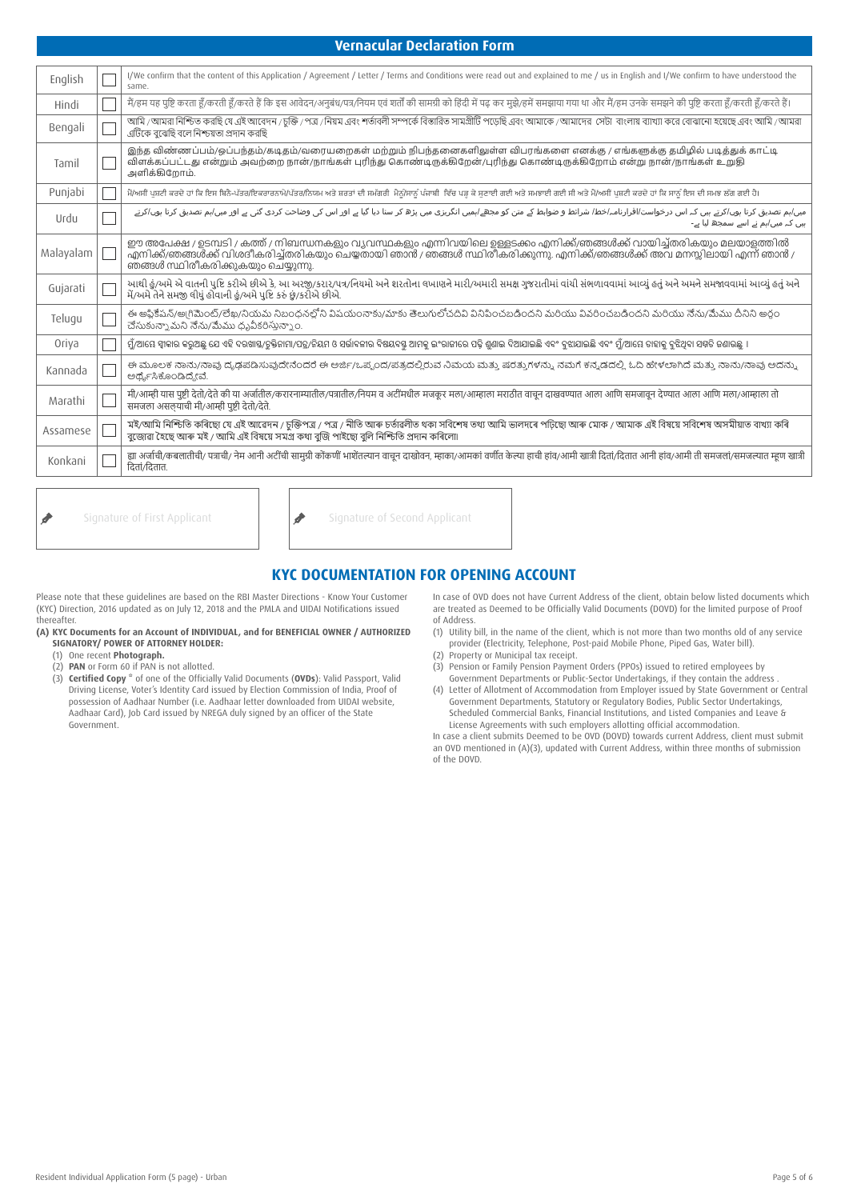## Vernacular Declaration Form

| | | |
|---|---|---|
| English | ☐ | I/We confirm that the content of this Application / Agreement / Letter / Terms and Conditions were read out and explained to me / us in English and I/We confirm to have understood the same. |
| Hindi | ☐ | मैं/हम यह पुष्टि करता हूँ/करती हूँ/करते हैं कि इस आवेदन/अनुबंध/पत्र/नियम एवं शर्तों की सामग्री को हिंदी में पढ़ कर मुझे/हमें समझाया गया था और मैं/हम उनके समझने की पुष्टि करता हूँ/करती हूँ/करते हैं। |
| Bengali | ☐ | আমি / আমরা নিশ্চিত করছি যে এই আবেদন / চুক্তি / পত্র / নিয়ম এবং শর্তাবলী সম্পর্কে বিস্তারিত সামগ্রীটি পড়েছি এবং আমাকে / আমাদের সেটা বাংলায় ব্যাখ্যা করে বোঝানো হয়েছে এবং আমি / আমরা এটিকে বুঝেছি বলে নিশ্চয়তা প্রদান করছি |
| Tamil | ☐ | இந்த விண்ணப்பம்/ஒப்பந்தம்/கடிதம்/வரையறைகள் மற்றும் நிபந்தனைகளிலுள்ள விபரங்களை எனக்கு / எங்களுக்கு தமிழில் படித்துக் காட்டி விளக்கப்பட்டது என்றும் அவற்றை நான்/நாங்கள் புரிந்து கொண்டிருக்கிறேன்/புரிந்து கொண்டிருக்கிறோம் என்று நான்/நாங்கள் உறுதி அளிக்கிறோம். |
| Punjabi | ☐ | ਮੈਂ/ਅਸੀਂ ਪੁਸ਼ਟੀ ਕਰਦੇ ਹਾਂ ਕਿ ਇਸ ਬਿਨੈ-ਪੱਤਰ/ਇਕਰਾਰਨਾਮੇ/ਪੱਤਰ/ਨਿਯਮ ਅਤੇ ਸ਼ਰਤਾਂ ਦੀ ਸਮੱਗਰੀ ਮੈਨੂੰ/ਸਾਨੂੰ ਪੰਜਾਬੀ ਵਿੱਚ ਪੜ੍ਹ ਕੇ ਸੁਣਾਈ ਗਈ ਅਤੇ ਸਮਝਾਈ ਗਈ ਸੀ ਅਤੇ ਮੈਂ/ਅਸੀਂ ਪੁਸ਼ਟੀ ਕਰਦੇ ਹਾਂ ਕਿ ਸਾਨੂੰ ਇਸ ਦੀ ਸਮਝ ਲੱਗ ਗਈ ਹੈ। |
| Urdu | ☐ | میں/ہم تصدیق کرتا ہوں/کرتے ہیں کہ اس درخواست/اقرارنامہ/خط/ شرائط و ضوابط کے متن کو مجھے/ہمیں انگریزی میں پڑھ کر سنا دیا گیا ہے اور اس کی وضاحت کردی گئی ہے اور میں/ہم تصدیق کرتا ہوں/کرتے ہیں کہ میں/ہم نے اسے سمجھ لیا ہے۔ |
| Malayalam | ☐ | ഈ അപേക്ഷ / ഉടമ്പടി / കത്ത് / നിബന്ധനകളും വ്യവസ്ഥകളും എന്നിവയിലെ ഉള്ളടക്കം എനിക്ക്/ഞങ്ങൾക്ക് വായിച്ചുതരികയും മലയാളത്തിൽ എനിക്ക്/ഞങ്ങൾക്ക് വിശദീകരിച്ചുതരികയും ചെയ്യതായി ഞാൻ / ഞങ്ങൾ സ്ഥിരീകരിക്കുന്നു. എനിക്ക്/ഞങ്ങൾക്ക് അവ മനസ്സിലായി എന്ന് ഞാൻ / ഞങ്ങൾ സ്ഥിരീകരിക്കുകയും ചെയ്യുന്നു. |
| Gujarati | ☐ | આથી હું/અમે એ વાતની પુષ્ટિ કરીએ છીએ કે, આ અરજી/કરાર/પત્ર/નિયમો અને શરતોના લખાણને મારી/અમારી સમક્ષ ગુજરાતીમાં વાંચી સંભળાવવામાં આવ્યું હતું અને અમને સમજાવવામાં આવ્યું હતું અને મેં/અમે તેને સમજી લીધું હોવાની હું/અમે પુષ્ટિ કરું છું/કરીએ છીએ. |
| Telugu | ☐ | ఈ అప్లికేషన్/అగ్రిమెంట్/లేఖ/నియమ నిబంధనల్లోని విషయంనాకు/మాకు తెలుగులోచదివి వినిపించబడిందని మరియు వివరించబడిందని మరియు నేను/మేము దీనిని అర్థం చేసుకున్నామని నేను/మేము ధృవీకరిస్తున్నాం. |
| Oriya | ☐ | ମୁଁ/ଆମେ ସ୍ୱୀକାର କରୁଅଛୁ ଯେ ଏହି ଦରଖାସ୍ତ/ଚୁକ୍ତିନାମା/ପତ୍ର/ନିୟମ ଓ ସର୍ତ୍ତାବଳୀର ବିଷୟବସ୍ତୁ ଆମକୁ ଇଂରାଜୀରେ ପଢ଼ି ଶୁଣାଇ ଦିଆଯାଇଛି ଏବଂ ବୁଝାଯାଇଛି ଏବଂ ମୁଁ/ଆମେ ତାହାକୁ ବୁଝିଥିବା ସମ୍ମତି ଦେଉଅଛୁ । |
| Kannada | ☐ | ಈ ಮೂಲಕ ನಾನು/ನಾವು ದೃಢಪಡಿಸುವುದೇನೆಂದರೆ ಈ ಅರ್ಜಿ/ಒಪ್ಪಂದ/ಪತ್ರದಲ್ಲಿರುವ ನಿಯಮ ಮತ್ತು ಷರತ್ತುಗಳನ್ನು ನಮಗೆ ಕನ್ನಡದಲ್ಲಿ ಓದಿ ಹೇಳಲಾಗಿದೆ ಮತ್ತು ನಾನು/ನಾವು ಅದನ್ನು ಅರ್ಥೈಸಿಕೊಂಡಿದ್ದೇವೆ. |
| Marathi | ☐ | मी/आम्ही यास पुष्टी देतो/देते की या अर्जातील/करारनाम्यातील/पत्रातील/नियम व अटींमधील मजकूर मला/आम्हाला मराठीत वाचून दाखवण्यात आला आणि समजावून देण्यात आला आणि मला/आम्हाला तो समजला असल्याची मी/आम्ही पुष्टी देतो/देते. |
| Assamese | ☐ | মই/আমি নিশ্চিত কৰিছো যে এই আবেদন / চুক্তিপত্ৰ / পত্ৰ / নীতি আৰু চৰ্তাৱলীত থকা সবিশেষ তথ্য আমি ভালদৰে পঢ়িছো আৰু মোক / আমাক এই বিষয়ে সবিশেষ অসমীয়াত ব্যাখ্যা কৰি বুজোৱা হৈছে আৰু মই / আমি এই বিষয়ে সমগ্ৰ কথা বুজি পাইছো বুলি নিশ্চিতি প্ৰদান কৰিলো৷ |
| Konkani | ☐ | ह्या अर्जाची/करारातीची/ पत्राची/ नेम आनी अटींची सामुग्री कोंकणी भाशेंतल्यान वाचून दाखोवन, म्हाका/आमकां वर्णीत केल्या हाची हांव/आमी खात्री दितां/दितात आनी हांव/आमी ती समजलां/समजल्यात म्हूण खात्री दितां/दितात. |

Signature of First Applicant

Signature of Second Applicant

## KYC DOCUMENTATION FOR OPENING ACCOUNT

Please note that these guidelines are based on the RBI Master Directions - Know Your Customer (KYC) Direction, 2016 updated as on July 12, 2018 and the PMLA and UIDAI Notifications issued thereafter.

**(A) KYC Documents for an Account of INDIVIDUAL, and for BENEFICIAL OWNER / AUTHORIZED SIGNATORY/ POWER OF ATTORNEY HOLDER:**

(1) One recent **Photograph.**

(2) **PAN** or Form 60 if PAN is not allotted.

(3) **Certified Copy** * of one of the Officially Valid Documents (**OVDs**): Valid Passport, Valid Driving License, Voter's Identity Card issued by Election Commission of India, Proof of possession of Aadhaar Number (i.e. Aadhaar letter downloaded from UIDAI website, Aadhaar Card), Job Card issued by NREGA duly signed by an officer of the State Government.

In case of OVD does not have Current Address of the client, obtain below listed documents which are treated as Deemed to be Officially Valid Documents (DOVD) for the limited purpose of Proof of Address.

(1) Utility bill, in the name of the client, which is not more than two months old of any service provider (Electricity, Telephone, Post-paid Mobile Phone, Piped Gas, Water bill).

(2) Property or Municipal tax receipt.

(3) Pension or Family Pension Payment Orders (PPOs) issued to retired employees by Government Departments or Public-Sector Undertakings, if they contain the address .

(4) Letter of Allotment of Accommodation from Employer issued by State Government or Central Government Departments, Statutory or Regulatory Bodies, Public Sector Undertakings, Scheduled Commercial Banks, Financial Institutions, and Listed Companies and Leave & License Agreements with such employers allotting official accommodation.

In case a client submits Deemed to be OVD (DOVD) towards current Address, client must submit an OVD mentioned in (A)(3), updated with Current Address, within three months of submission of the DOVD.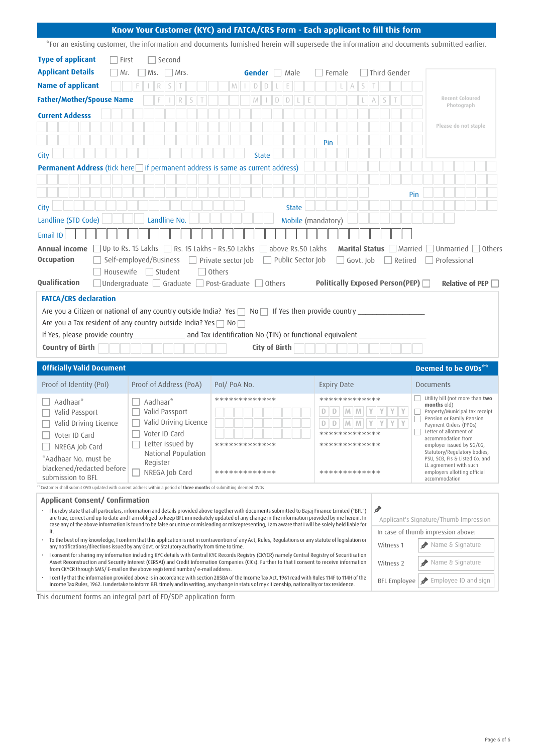## Know Your Customer (KYC) and FATCA/CRS Form - Each applicant to fill this form

*For an existing customer, the information and documents furnished herein will supersede the information and documents submitted earlier.

**Type of applicant** ☐ First ☐ Second

**Applicant Details** ☐ Mr. ☐ Ms. ☐ Mrs. **Gender** ☐ Male ☐ Female ☐ Third Gender

**Name of applicant** FIRST MIDDLE LAST

**Father/Mother/Spouse Name** FIRST MIDDLE LAST

Recent Coloured Photograph

Please do not staple

**Current Addesss**

Pin

City State

**Permanent Address** (tick here ☐ if permanent address is same as current address)

Pin

City State

Landline (STD Code) Landline No. Mobile (mandatory)

Email ID

**Annual income** ☐ Up to Rs. 15 Lakhs ☐ Rs. 15 Lakhs - Rs.50 Lakhs ☐ above Rs.50 Lakhs **Marital Status** ☐ Married ☐ Unmarried ☐ Others

**Occupation** ☐ Self-employed/Business ☐ Private sector Job ☐ Public Sector Job ☐ Govt. Job ☐ Retired ☐ Professional ☐ Housewife ☐ Student ☐ Others

**Qualification** ☐ Undergraduate ☐ Graduate ☐ Post-Graduate ☐ Others **Politically Exposed Person(PEP)** ☐ **Relative of PEP** ☐

### FATCA/CRS declaration

Are you a Citizen or national of any country outside India? Yes ☐ No ☐ If Yes then provide country \_\_\_\_\_\_\_\_\_\_\_\_

Are you a Tax resident of any country outside India? Yes ☐ No ☐

If Yes, please provide country\_\_\_\_\_\_\_\_\_\_ and Tax identification No (TIN) or functional equivalent \_\_\_\_\_\_\_\_\_\_\_\_

**Country of Birth** **City of Birth**

### Officially Valid Document — Deemed to be OVDs**

| Proof of Identity (PoI) | Proof of Address (PoA) | PoI/ PoA No. | Expiry Date | Documents |
|---|---|---|---|---|
| ☐ Aadhaar* | ☐ Aadhaar* | ************* | ************* | ☐ Utility bill (not more than **two months** old) |
| ☐ Valid Passport | ☐ Valid Passport | | DD MM YYYY | ☐ Property/Municipal tax receipt |
| ☐ Valid Driving Licence | ☐ Valid Driving Licence | | DD MM YYYY | ☐ Pension or Family Pension Payment Orders (PPOs) |
| ☐ Voter ID Card | ☐ Voter ID Card | | ************* | ☐ Letter of allotment of accommodation from employer issued by SG/CG, Statutory/Regulatory bodies, PSU, SCB, FIs & Listed Co. and LL agreement with such employers allotting official accommodation |
| ☐ NREGA Job Card | ☐ Letter issued by National Population Register | ************* | ************* | |
| *Aadhaar No. must be blackened/redacted before submission to BFL | ☐ NREGA Job Card | ************* | ************* | |

**Customer shall submit OVD updated with current address within a period of **three months** of submitting deemed OVDs

### Applicant Consent/ Confirmation

- I hereby state that all particulars, information and details provided above together with documents submitted to Bajaj Finance Limited ("BFL") are true, correct and up to date and I am obliged to keep BFL immediately updated of any change in the information provided by me herein. In case any of the above information is found to be false or untrue or misleading or misrepresenting, I am aware that I will be solely held liable for it.
- To the best of my knowledge, I confirm that this application is not in contravention of any Act, Rules, Regulations or any statute of legislation or any notifications/directions issued by any Govt. or Statutory authority from time to time.
- I consent for sharing my information including KYC details with Central KYC Records Registry (CKYCR) namely Central Registry of Securitisation Asset Reconstruction and Security Interest (CERSAI) and Credit Information Companies (CICs). Further to that I consent to receive information from CKYCR through SMS/ E-mail on the above registered number/ e-mail address.
- I certify that the information provided above is in accordance with section 285BA of the Income Tax Act, 1961 read with Rules 114F to 114H of the Income Tax Rules, 1962. I undertake to inform BFL timely and in writing, any change in status of my citizenship, nationality or tax residence.

Applicant's Signature/Thumb Impression

In case of thumb impression above:

Witness 1 Name & Signature

Witness 2 Name & Signature

BFL Employee Employee ID and sign

This document forms an integral part of FD/SDP application form